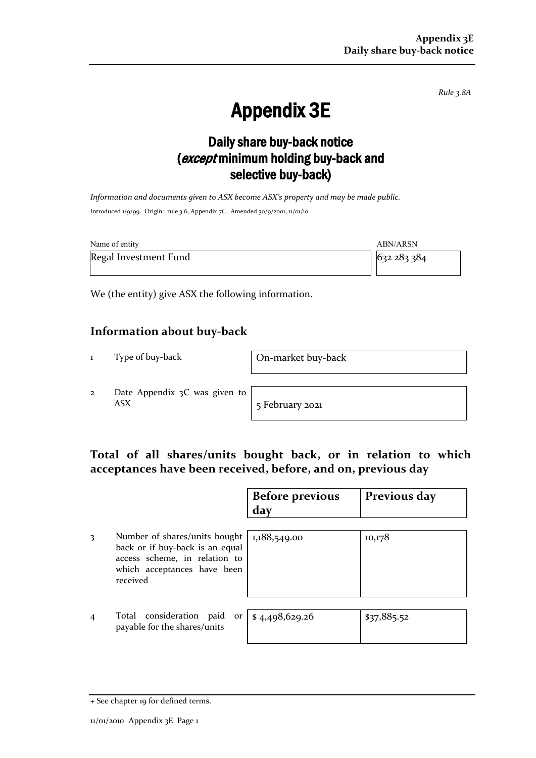*Rule 3.8A*

# Appendix 3E

## Daily share buy-back notice (*except* minimum holding buy-back and selective buy-back)

*Information and documents given to ASX become ASX's property and may be made public.*

Introduced 1/9/99. Origin: rule 3.6, Appendix 7C. Amended 30/9/2001, 11/01/10

| Name of entity | ABN/ARSN |
|---|---|
| Regal Investment Fund | 632 283 384 |

We (the entity) give ASX the following information.

### Information about buy-back

| | | |
|---|---|---|
| 1 | Type of buy-back | On-market buy-back |
| 2 | Date Appendix 3C was given to ASX | 5 February 2021 |

### Total of all shares/units bought back, or in relation to which acceptances have been received, before, and on, previous day

| | | Before previous day | Previous day |
|---|---|---|---|
| 3 | Number of shares/units bought back or if buy-back is an equal access scheme, in relation to which acceptances have been received | 1,188,549.00 | 10,178 |
| 4 | Total consideration paid or payable for the shares/units | $ 4,498,629.26 | $37,885.52 |

+ See chapter 19 for defined terms.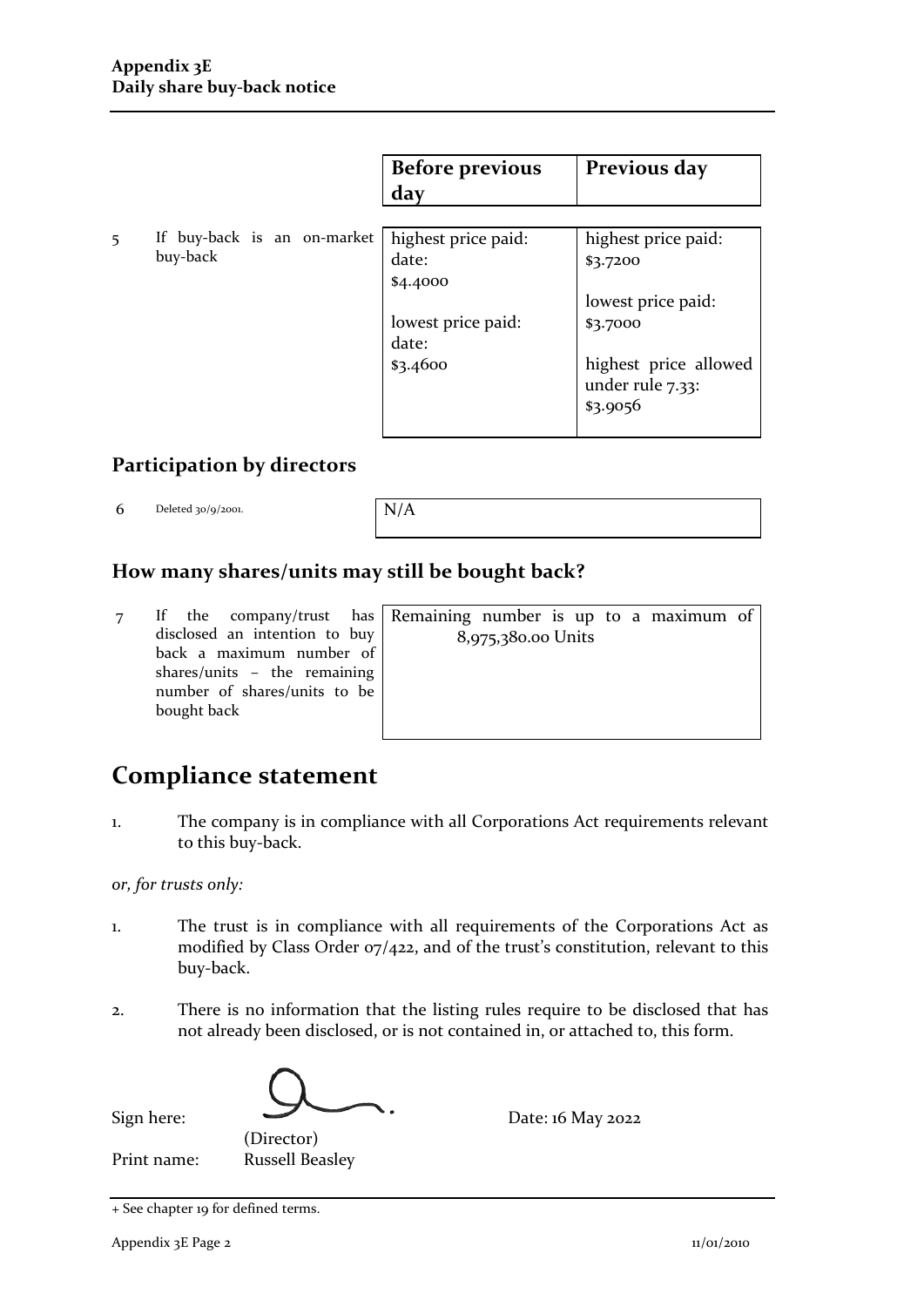**Appendix 3E**
**Daily share buy-back notice**

| | | Before previous day | Previous day |
|---|---|---|---|
| 5 | If buy-back is an on-market buy-back | highest price paid: date: $4.4000<br><br>lowest price paid: date: $3.4600 | highest price paid: $3.7200<br><br>lowest price paid: $3.7000<br><br>highest price allowed under rule 7.33: $3.9056 |

## Participation by directors

| | | |
|---|---|---|
| 6 | Deleted 30/9/2001. | N/A |

## How many shares/units may still be bought back?

| | | |
|---|---|---|
| 7 | If the company/trust has disclosed an intention to buy back a maximum number of shares/units – the remaining number of shares/units to be bought back | Remaining number is up to a maximum of 8,975,380.00 Units |

# Compliance statement

1. The company is in compliance with all Corporations Act requirements relevant to this buy-back.

*or, for trusts only:*

1. The trust is in compliance with all requirements of the Corporations Act as modified by Class Order 07/422, and of the trust's constitution, relevant to this buy-back.

2. There is no information that the listing rules require to be disclosed that has not already been disclosed, or is not contained in, or attached to, this form.

Sign here: (Director) Date: 16 May 2022

Print name: Russell Beasley

+ See chapter 19 for defined terms.